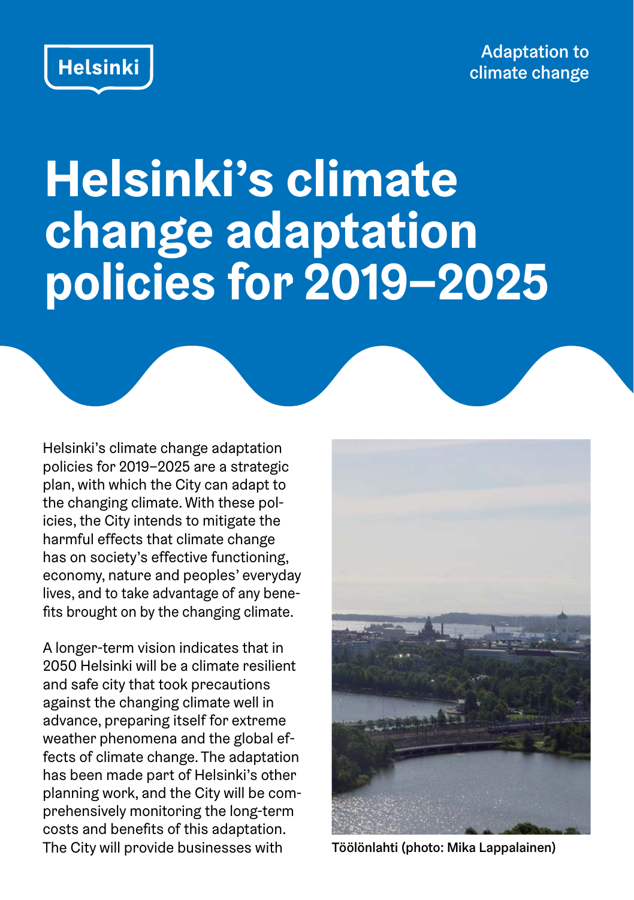Helsinki

Adaptation to climate change

# Helsinki's climate change adaptation policies for 2019–2025

Helsinki's climate change adaptation policies for 2019–2025 are a strategic plan, with which the City can adapt to the changing climate. With these policies, the City intends to mitigate the harmful effects that climate change has on society's effective functioning, economy, nature and peoples' everyday lives, and to take advantage of any benefits brought on by the changing climate.

A longer-term vision indicates that in 2050 Helsinki will be a climate resilient and safe city that took precautions against the changing climate well in advance, preparing itself for extreme weather phenomena and the global effects of climate change. The adaptation has been made part of Helsinki's other planning work, and the City will be comprehensively monitoring the long-term costs and benefits of this adaptation. The City will provide businesses with

Töölönlahti (photo: Mika Lappalainen)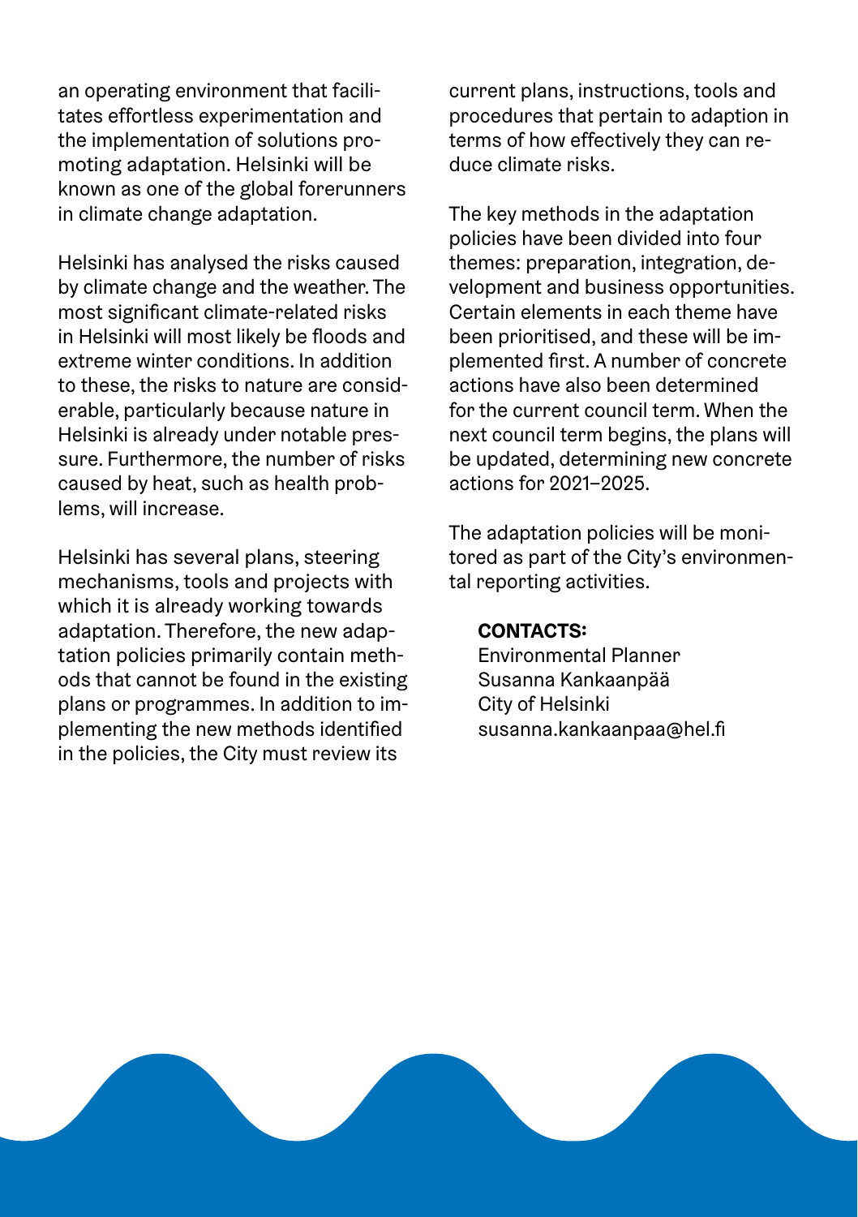an operating environment that facilitates effortless experimentation and the implementation of solutions promoting adaptation. Helsinki will be known as one of the global forerunners in climate change adaptation.

Helsinki has analysed the risks caused by climate change and the weather. The most significant climate-related risks in Helsinki will most likely be floods and extreme winter conditions. In addition to these, the risks to nature are considerable, particularly because nature in Helsinki is already under notable pressure. Furthermore, the number of risks caused by heat, such as health problems, will increase.

Helsinki has several plans, steering mechanisms, tools and projects with which it is already working towards adaptation. Therefore, the new adaptation policies primarily contain methods that cannot be found in the existing plans or programmes. In addition to implementing the new methods identified in the policies, the City must review its current plans, instructions, tools and procedures that pertain to adaption in terms of how effectively they can reduce climate risks.

The key methods in the adaptation policies have been divided into four themes: preparation, integration, development and business opportunities. Certain elements in each theme have been prioritised, and these will be implemented first. A number of concrete actions have also been determined for the current council term. When the next council term begins, the plans will be updated, determining new concrete actions for 2021–2025.

The adaptation policies will be monitored as part of the City's environmental reporting activities.

**CONTACTS:**
Environmental Planner
Susanna Kankaanpää
City of Helsinki
susanna.kankaanpaa@hel.fi